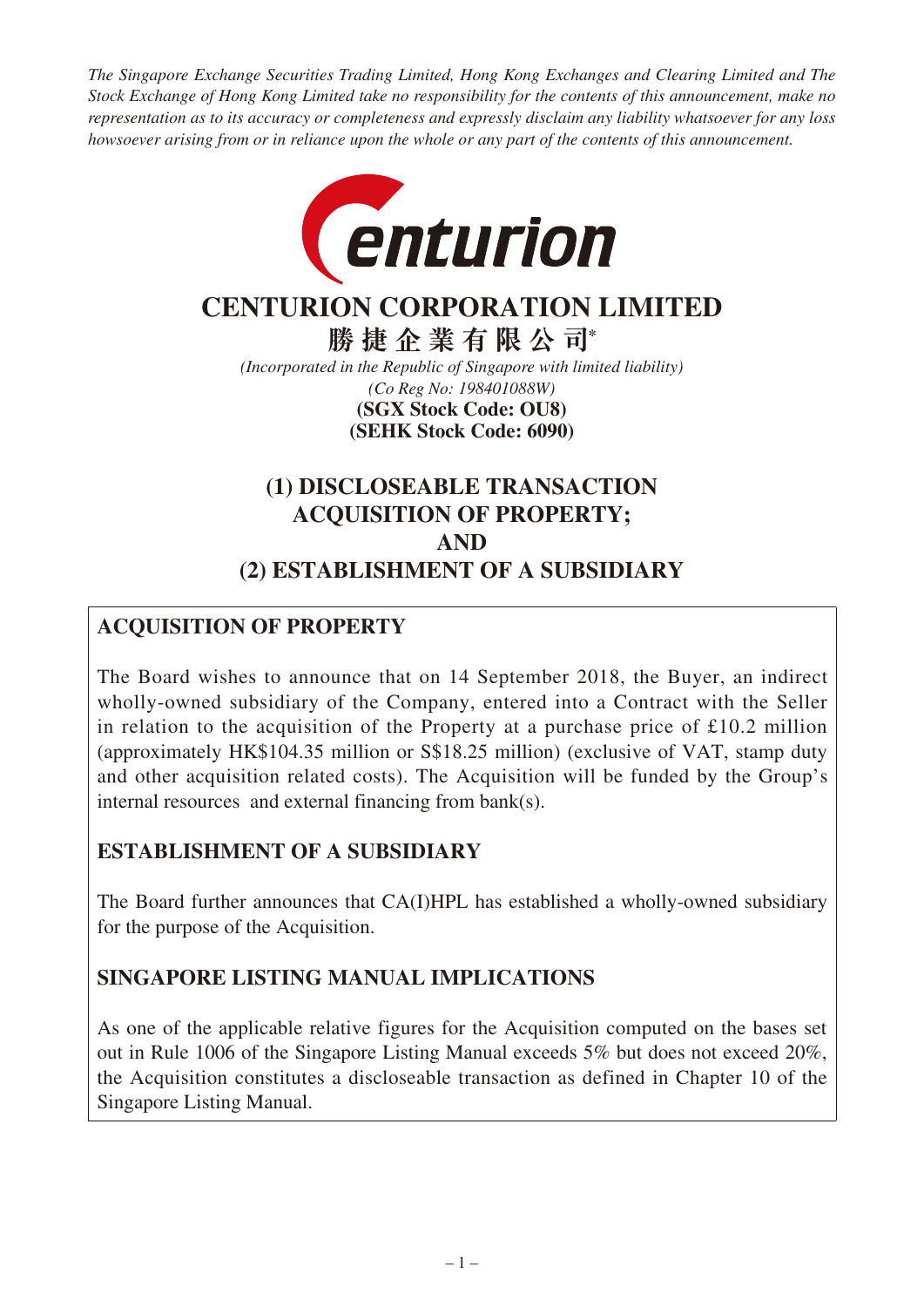*The Singapore Exchange Securities Trading Limited, Hong Kong Exchanges and Clearing Limited and The Stock Exchange of Hong Kong Limited take no responsibility for the contents of this announcement, make no representation as to its accuracy or completeness and expressly disclaim any liability whatsoever for any loss howsoever arising from or in reliance upon the whole or any part of the contents of this announcement.*

# CENTURION CORPORATION LIMITED

**勝捷企業有限公司***

*(Incorporated in the Republic of Singapore with limited liability)*
*(Co Reg No: 198401088W)*
**(SGX Stock Code: OU8)**
**(SEHK Stock Code: 6090)**

# (1) DISCLOSEABLE TRANSACTION ACQUISITION OF PROPERTY; AND (2) ESTABLISHMENT OF A SUBSIDIARY

## ACQUISITION OF PROPERTY

The Board wishes to announce that on 14 September 2018, the Buyer, an indirect wholly-owned subsidiary of the Company, entered into a Contract with the Seller in relation to the acquisition of the Property at a purchase price of £10.2 million (approximately HK$104.35 million or S$18.25 million) (exclusive of VAT, stamp duty and other acquisition related costs). The Acquisition will be funded by the Group's internal resources and external financing from bank(s).

## ESTABLISHMENT OF A SUBSIDIARY

The Board further announces that CA(I)HPL has established a wholly-owned subsidiary for the purpose of the Acquisition.

## SINGAPORE LISTING MANUAL IMPLICATIONS

As one of the applicable relative figures for the Acquisition computed on the bases set out in Rule 1006 of the Singapore Listing Manual exceeds 5% but does not exceed 20%, the Acquisition constitutes a discloseable transaction as defined in Chapter 10 of the Singapore Listing Manual.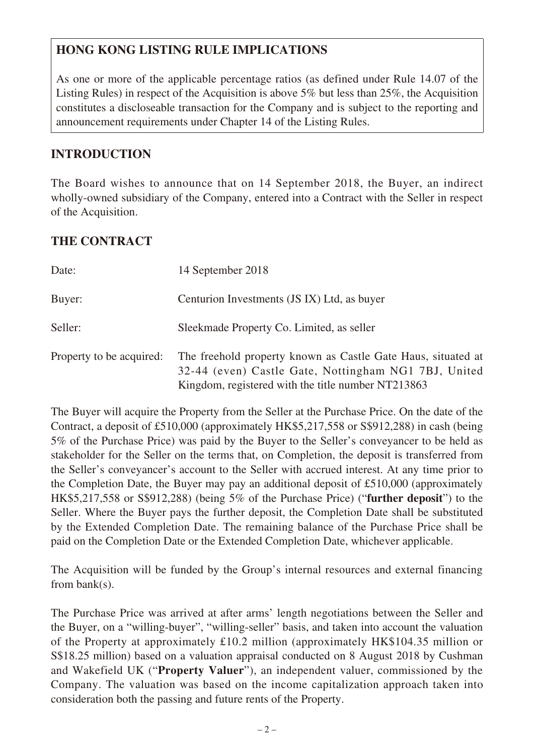## HONG KONG LISTING RULE IMPLICATIONS

As one or more of the applicable percentage ratios (as defined under Rule 14.07 of the Listing Rules) in respect of the Acquisition is above 5% but less than 25%, the Acquisition constitutes a discloseable transaction for the Company and is subject to the reporting and announcement requirements under Chapter 14 of the Listing Rules.

## INTRODUCTION

The Board wishes to announce that on 14 September 2018, the Buyer, an indirect wholly-owned subsidiary of the Company, entered into a Contract with the Seller in respect of the Acquisition.

## THE CONTRACT

| | |
|---|---|
| Date: | 14 September 2018 |
| Buyer: | Centurion Investments (JS IX) Ltd, as buyer |
| Seller: | Sleekmade Property Co. Limited, as seller |
| Property to be acquired: | The freehold property known as Castle Gate Haus, situated at 32-44 (even) Castle Gate, Nottingham NG1 7BJ, United Kingdom, registered with the title number NT213863 |

The Buyer will acquire the Property from the Seller at the Purchase Price. On the date of the Contract, a deposit of £510,000 (approximately HK$5,217,558 or S$912,288) in cash (being 5% of the Purchase Price) was paid by the Buyer to the Seller's conveyancer to be held as stakeholder for the Seller on the terms that, on Completion, the deposit is transferred from the Seller's conveyancer's account to the Seller with accrued interest. At any time prior to the Completion Date, the Buyer may pay an additional deposit of £510,000 (approximately HK$5,217,558 or S$912,288) (being 5% of the Purchase Price) ("**further deposit**") to the Seller. Where the Buyer pays the further deposit, the Completion Date shall be substituted by the Extended Completion Date. The remaining balance of the Purchase Price shall be paid on the Completion Date or the Extended Completion Date, whichever applicable.

The Acquisition will be funded by the Group's internal resources and external financing from bank(s).

The Purchase Price was arrived at after arms' length negotiations between the Seller and the Buyer, on a "willing-buyer", "willing-seller" basis, and taken into account the valuation of the Property at approximately £10.2 million (approximately HK$104.35 million or S$18.25 million) based on a valuation appraisal conducted on 8 August 2018 by Cushman and Wakefield UK ("**Property Valuer**"), an independent valuer, commissioned by the Company. The valuation was based on the income capitalization approach taken into consideration both the passing and future rents of the Property.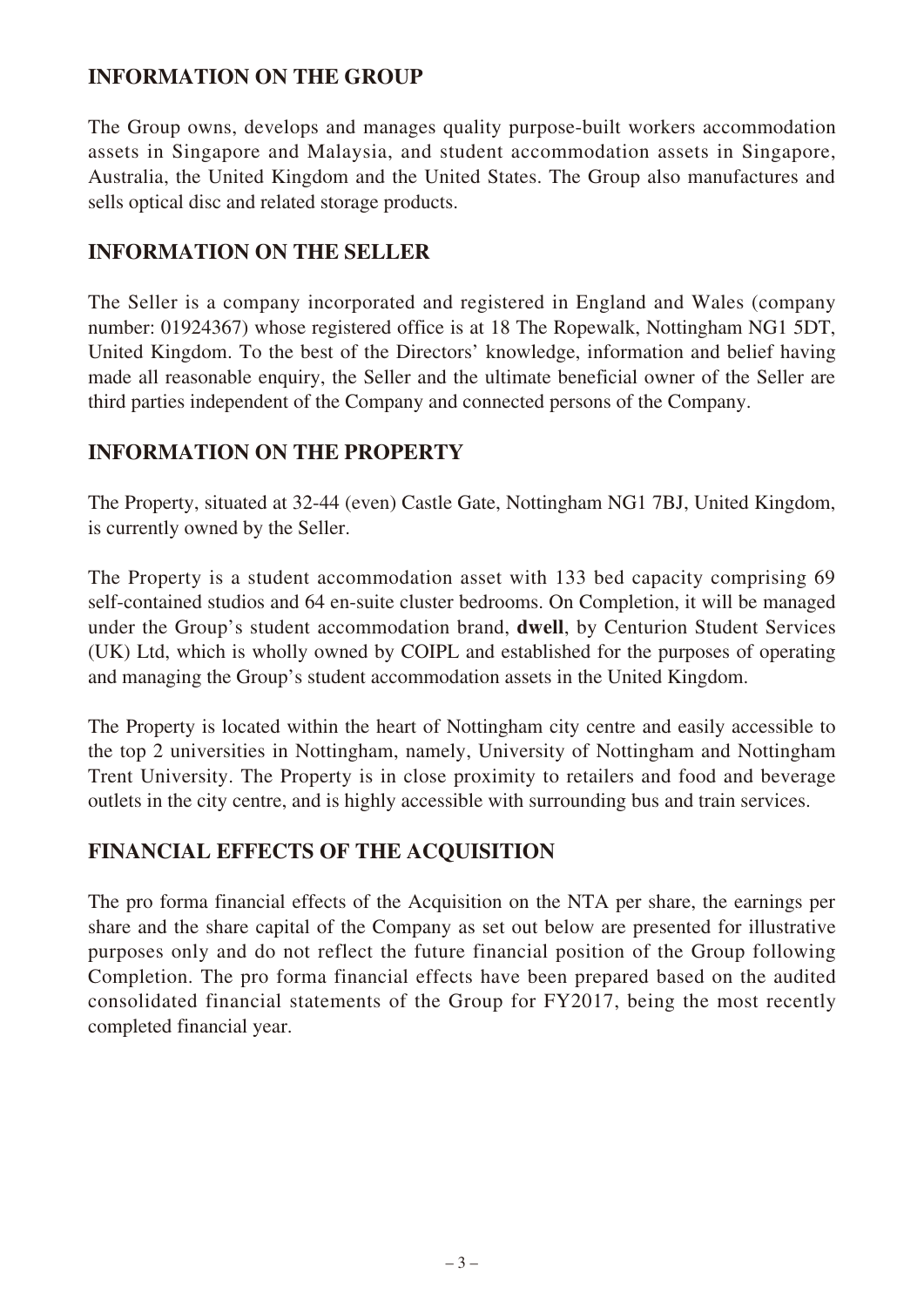## INFORMATION ON THE GROUP

The Group owns, develops and manages quality purpose-built workers accommodation assets in Singapore and Malaysia, and student accommodation assets in Singapore, Australia, the United Kingdom and the United States. The Group also manufactures and sells optical disc and related storage products.

## INFORMATION ON THE SELLER

The Seller is a company incorporated and registered in England and Wales (company number: 01924367) whose registered office is at 18 The Ropewalk, Nottingham NG1 5DT, United Kingdom. To the best of the Directors' knowledge, information and belief having made all reasonable enquiry, the Seller and the ultimate beneficial owner of the Seller are third parties independent of the Company and connected persons of the Company.

## INFORMATION ON THE PROPERTY

The Property, situated at 32-44 (even) Castle Gate, Nottingham NG1 7BJ, United Kingdom, is currently owned by the Seller.

The Property is a student accommodation asset with 133 bed capacity comprising 69 self-contained studios and 64 en-suite cluster bedrooms. On Completion, it will be managed under the Group's student accommodation brand, **dwell**, by Centurion Student Services (UK) Ltd, which is wholly owned by COIPL and established for the purposes of operating and managing the Group's student accommodation assets in the United Kingdom.

The Property is located within the heart of Nottingham city centre and easily accessible to the top 2 universities in Nottingham, namely, University of Nottingham and Nottingham Trent University. The Property is in close proximity to retailers and food and beverage outlets in the city centre, and is highly accessible with surrounding bus and train services.

## FINANCIAL EFFECTS OF THE ACQUISITION

The pro forma financial effects of the Acquisition on the NTA per share, the earnings per share and the share capital of the Company as set out below are presented for illustrative purposes only and do not reflect the future financial position of the Group following Completion. The pro forma financial effects have been prepared based on the audited consolidated financial statements of the Group for FY2017, being the most recently completed financial year.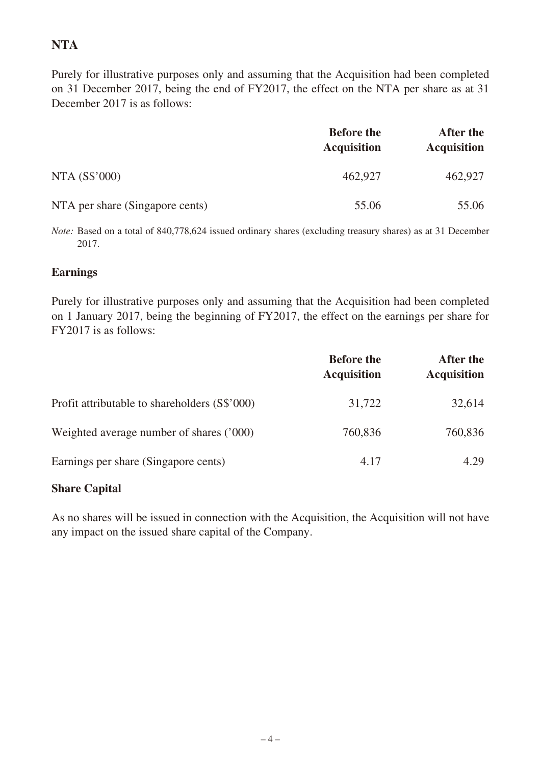## NTA

Purely for illustrative purposes only and assuming that the Acquisition had been completed on 31 December 2017, being the end of FY2017, the effect on the NTA per share as at 31 December 2017 is as follows:

| | **Before the Acquisition** | **After the Acquisition** |
|---|---|---|
| NTA (S$'000) | 462,927 | 462,927 |
| NTA per share (Singapore cents) | 55.06 | 55.06 |

*Note:* Based on a total of 840,778,624 issued ordinary shares (excluding treasury shares) as at 31 December 2017.

## Earnings

Purely for illustrative purposes only and assuming that the Acquisition had been completed on 1 January 2017, being the beginning of FY2017, the effect on the earnings per share for FY2017 is as follows:

| | **Before the Acquisition** | **After the Acquisition** |
|---|---|---|
| Profit attributable to shareholders (S$'000) | 31,722 | 32,614 |
| Weighted average number of shares ('000) | 760,836 | 760,836 |
| Earnings per share (Singapore cents) | 4.17 | 4.29 |

## Share Capital

As no shares will be issued in connection with the Acquisition, the Acquisition will not have any impact on the issued share capital of the Company.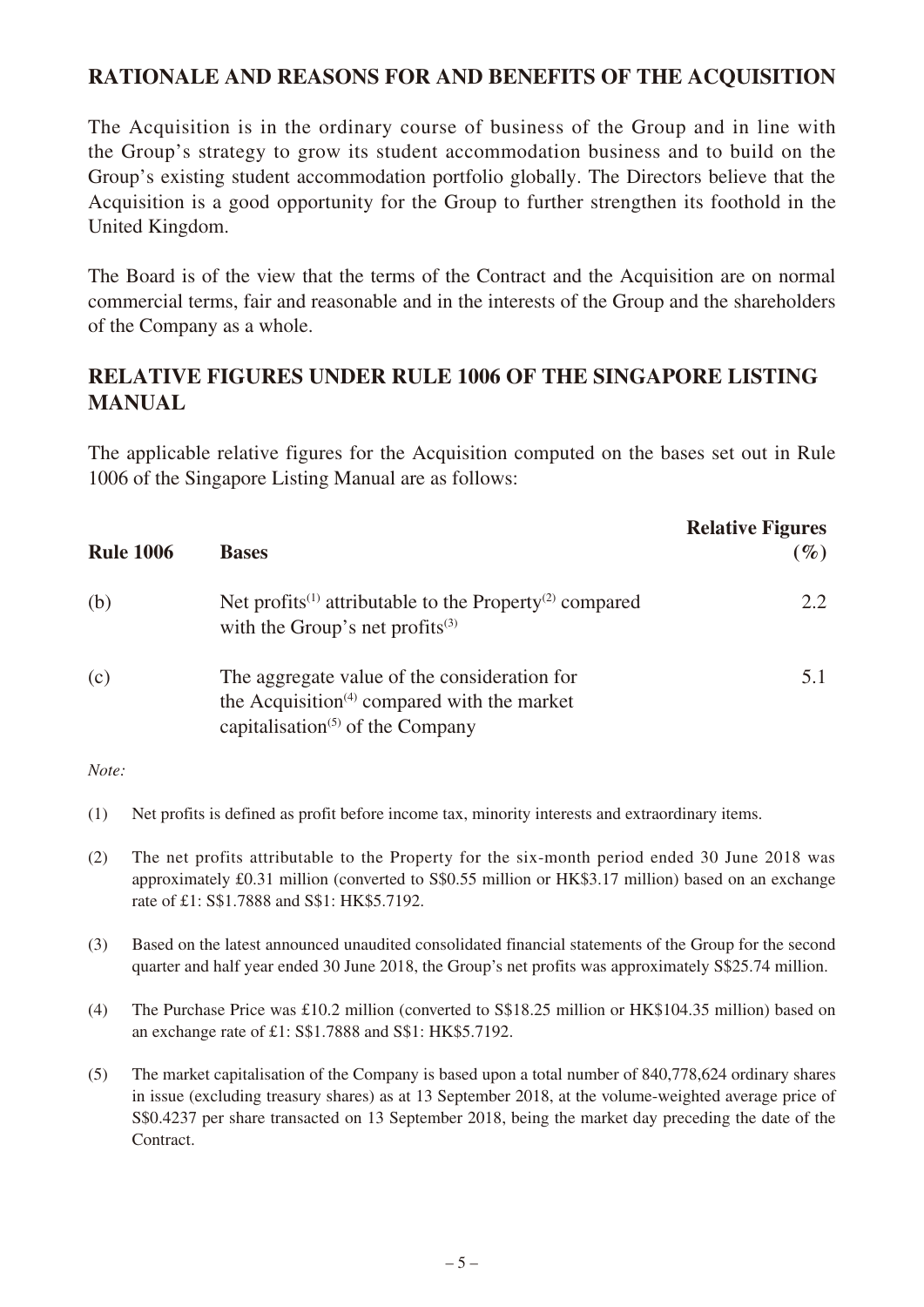## RATIONALE AND REASONS FOR AND BENEFITS OF THE ACQUISITION

The Acquisition is in the ordinary course of business of the Group and in line with the Group's strategy to grow its student accommodation business and to build on the Group's existing student accommodation portfolio globally. The Directors believe that the Acquisition is a good opportunity for the Group to further strengthen its foothold in the United Kingdom.

The Board is of the view that the terms of the Contract and the Acquisition are on normal commercial terms, fair and reasonable and in the interests of the Group and the shareholders of the Company as a whole.

## RELATIVE FIGURES UNDER RULE 1006 OF THE SINGAPORE LISTING MANUAL

The applicable relative figures for the Acquisition computed on the bases set out in Rule 1006 of the Singapore Listing Manual are as follows:

| Rule 1006 | Bases | Relative Figures (%) |
|---|---|---|
| (b) | Net profits[(1)] attributable to the Property[(2)] compared with the Group's net profits[(3)] | 2.2 |
| (c) | The aggregate value of the consideration for the Acquisition[(4)] compared with the market capitalisation[(5)] of the Company | 5.1 |

*Note:*

(1) Net profits is defined as profit before income tax, minority interests and extraordinary items.

(2) The net profits attributable to the Property for the six-month period ended 30 June 2018 was approximately £0.31 million (converted to S$0.55 million or HK$3.17 million) based on an exchange rate of £1: S$1.7888 and S$1: HK$5.7192.

(3) Based on the latest announced unaudited consolidated financial statements of the Group for the second quarter and half year ended 30 June 2018, the Group's net profits was approximately S$25.74 million.

(4) The Purchase Price was £10.2 million (converted to S$18.25 million or HK$104.35 million) based on an exchange rate of £1: S$1.7888 and S$1: HK$5.7192.

(5) The market capitalisation of the Company is based upon a total number of 840,778,624 ordinary shares in issue (excluding treasury shares) as at 13 September 2018, at the volume-weighted average price of S$0.4237 per share transacted on 13 September 2018, being the market day preceding the date of the Contract.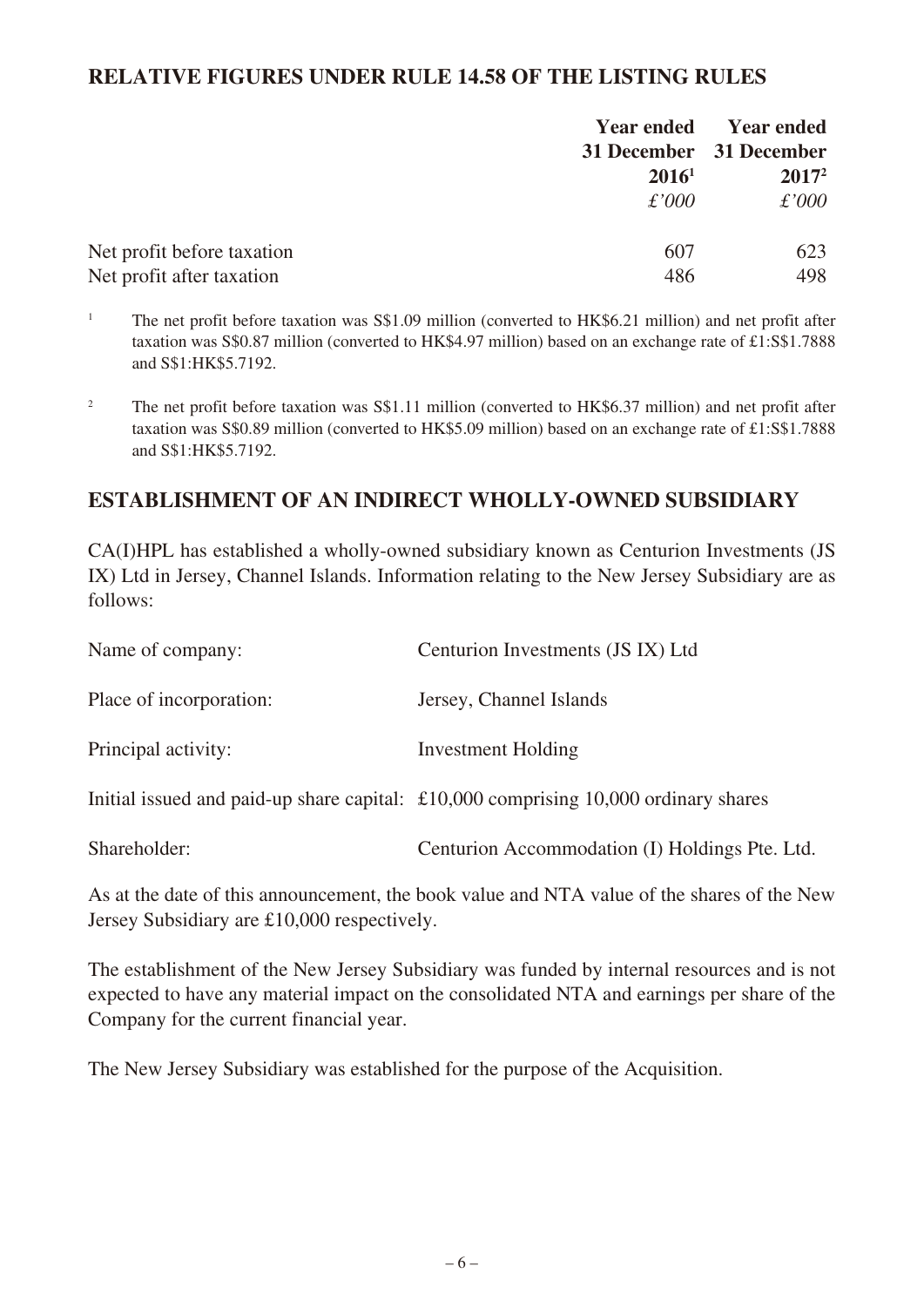## RELATIVE FIGURES UNDER RULE 14.58 OF THE LISTING RULES

| | Year ended 31 December 2016[1] *£'000* | Year ended 31 December 2017[2] *£'000* |
|---|---|---|
| Net profit before taxation | 607 | 623 |
| Net profit after taxation | 486 | 498 |

[1] The net profit before taxation was S$1.09 million (converted to HK$6.21 million) and net profit after taxation was S$0.87 million (converted to HK$4.97 million) based on an exchange rate of £1:S$1.7888 and S$1:HK$5.7192.

[2] The net profit before taxation was S$1.11 million (converted to HK$6.37 million) and net profit after taxation was S$0.89 million (converted to HK$5.09 million) based on an exchange rate of £1:S$1.7888 and S$1:HK$5.7192.

## ESTABLISHMENT OF AN INDIRECT WHOLLY-OWNED SUBSIDIARY

CA(I)HPL has established a wholly-owned subsidiary known as Centurion Investments (JS IX) Ltd in Jersey, Channel Islands. Information relating to the New Jersey Subsidiary are as follows:

| | |
|---|---|
| Name of company: | Centurion Investments (JS IX) Ltd |
| Place of incorporation: | Jersey, Channel Islands |
| Principal activity: | Investment Holding |
| Initial issued and paid-up share capital: | £10,000 comprising 10,000 ordinary shares |
| Shareholder: | Centurion Accommodation (I) Holdings Pte. Ltd. |

As at the date of this announcement, the book value and NTA value of the shares of the New Jersey Subsidiary are £10,000 respectively.

The establishment of the New Jersey Subsidiary was funded by internal resources and is not expected to have any material impact on the consolidated NTA and earnings per share of the Company for the current financial year.

The New Jersey Subsidiary was established for the purpose of the Acquisition.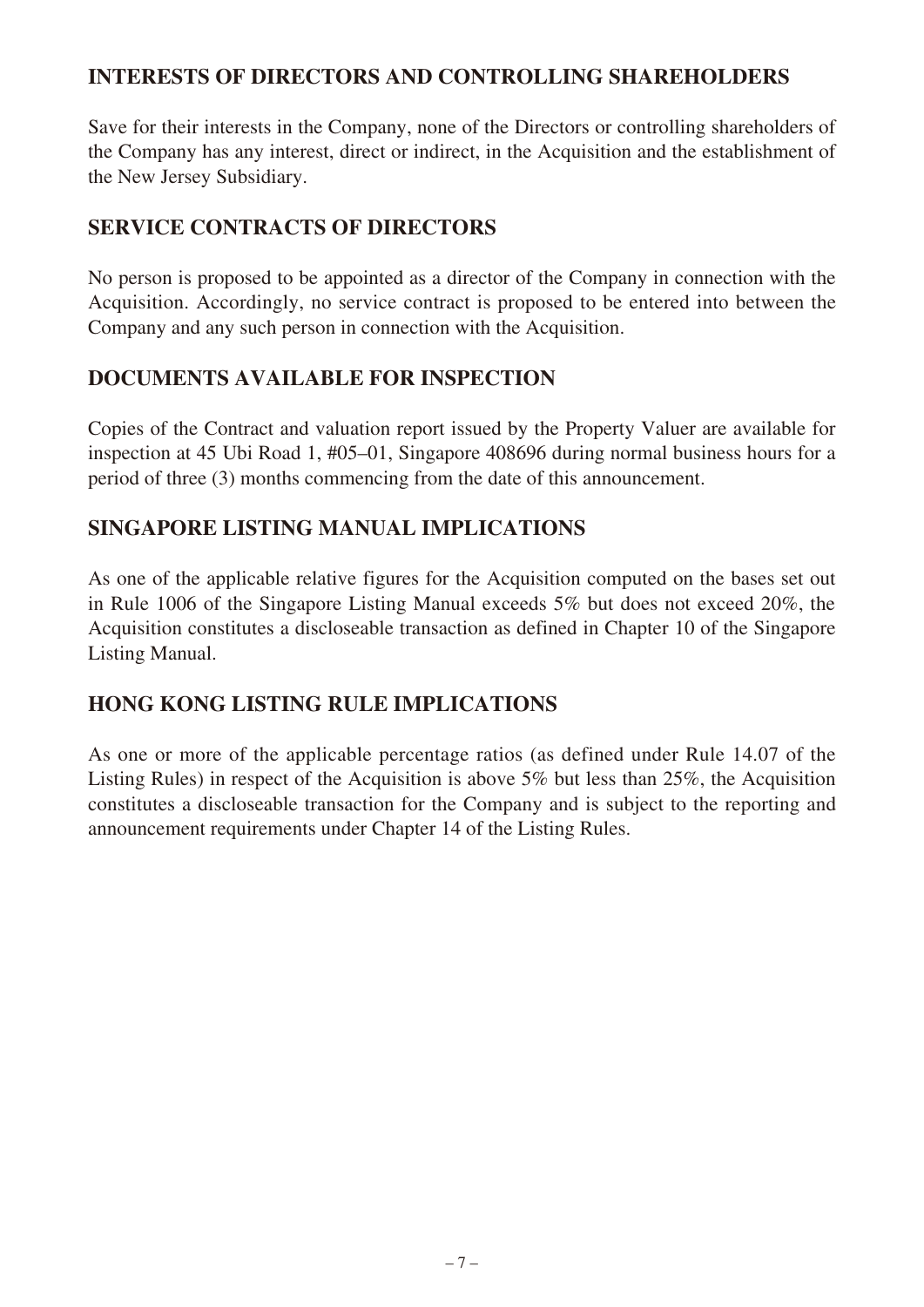## INTERESTS OF DIRECTORS AND CONTROLLING SHAREHOLDERS

Save for their interests in the Company, none of the Directors or controlling shareholders of the Company has any interest, direct or indirect, in the Acquisition and the establishment of the New Jersey Subsidiary.

## SERVICE CONTRACTS OF DIRECTORS

No person is proposed to be appointed as a director of the Company in connection with the Acquisition. Accordingly, no service contract is proposed to be entered into between the Company and any such person in connection with the Acquisition.

## DOCUMENTS AVAILABLE FOR INSPECTION

Copies of the Contract and valuation report issued by the Property Valuer are available for inspection at 45 Ubi Road 1, #05–01, Singapore 408696 during normal business hours for a period of three (3) months commencing from the date of this announcement.

## SINGAPORE LISTING MANUAL IMPLICATIONS

As one of the applicable relative figures for the Acquisition computed on the bases set out in Rule 1006 of the Singapore Listing Manual exceeds 5% but does not exceed 20%, the Acquisition constitutes a discloseable transaction as defined in Chapter 10 of the Singapore Listing Manual.

## HONG KONG LISTING RULE IMPLICATIONS

As one or more of the applicable percentage ratios (as defined under Rule 14.07 of the Listing Rules) in respect of the Acquisition is above 5% but less than 25%, the Acquisition constitutes a discloseable transaction for the Company and is subject to the reporting and announcement requirements under Chapter 14 of the Listing Rules.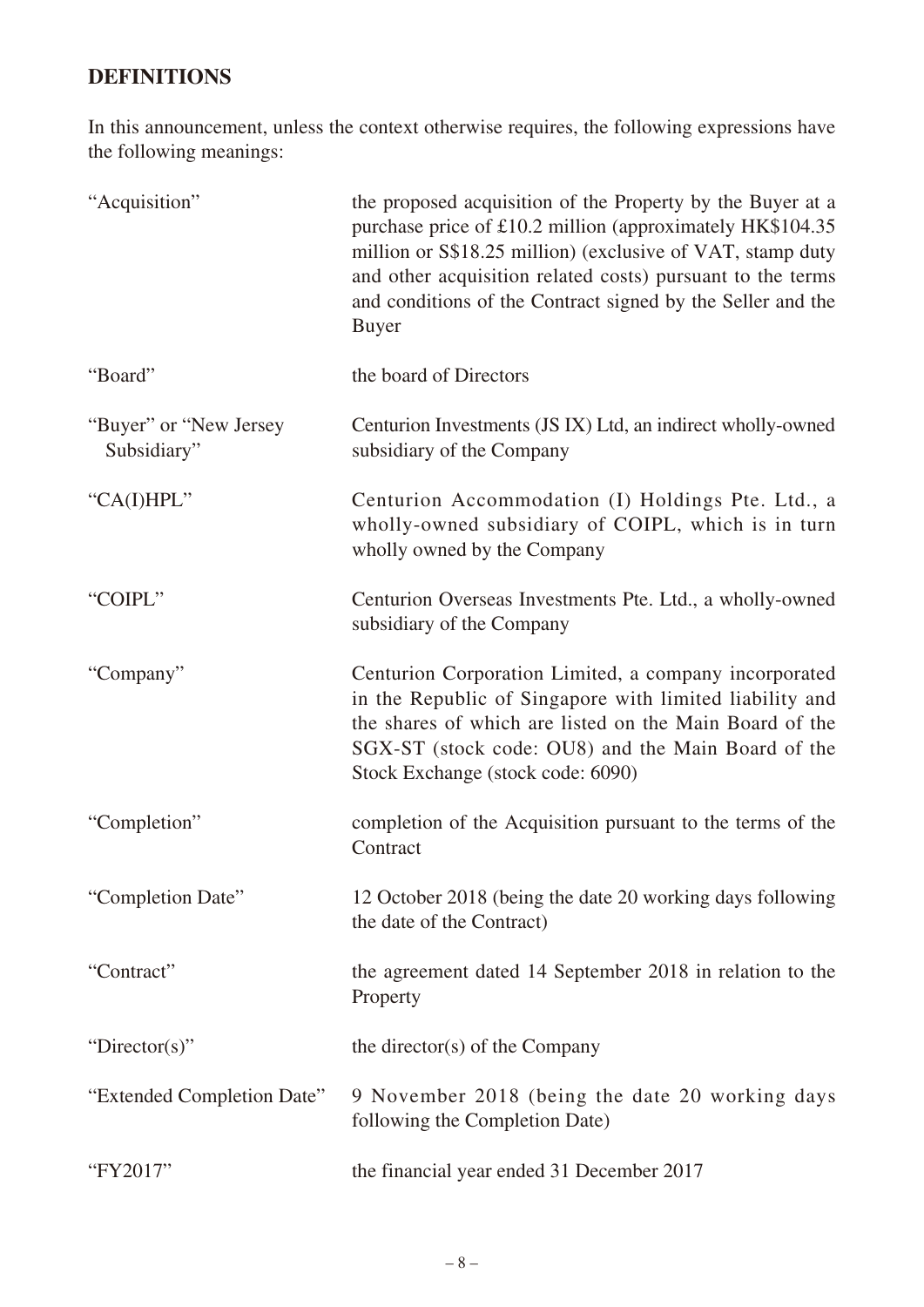## DEFINITIONS

In this announcement, unless the context otherwise requires, the following expressions have the following meanings:

| | |
|---|---|
| "Acquisition" | the proposed acquisition of the Property by the Buyer at a purchase price of £10.2 million (approximately HK$104.35 million or S$18.25 million) (exclusive of VAT, stamp duty and other acquisition related costs) pursuant to the terms and conditions of the Contract signed by the Seller and the Buyer |
| "Board" | the board of Directors |
| "Buyer" or "New Jersey Subsidiary" | Centurion Investments (JS IX) Ltd, an indirect wholly-owned subsidiary of the Company |
| "CA(I)HPL" | Centurion Accommodation (I) Holdings Pte. Ltd., a wholly-owned subsidiary of COIPL, which is in turn wholly owned by the Company |
| "COIPL" | Centurion Overseas Investments Pte. Ltd., a wholly-owned subsidiary of the Company |
| "Company" | Centurion Corporation Limited, a company incorporated in the Republic of Singapore with limited liability and the shares of which are listed on the Main Board of the SGX-ST (stock code: OU8) and the Main Board of the Stock Exchange (stock code: 6090) |
| "Completion" | completion of the Acquisition pursuant to the terms of the Contract |
| "Completion Date" | 12 October 2018 (being the date 20 working days following the date of the Contract) |
| "Contract" | the agreement dated 14 September 2018 in relation to the Property |
| "Director(s)" | the director(s) of the Company |
| "Extended Completion Date" | 9 November 2018 (being the date 20 working days following the Completion Date) |
| "FY2017" | the financial year ended 31 December 2017 |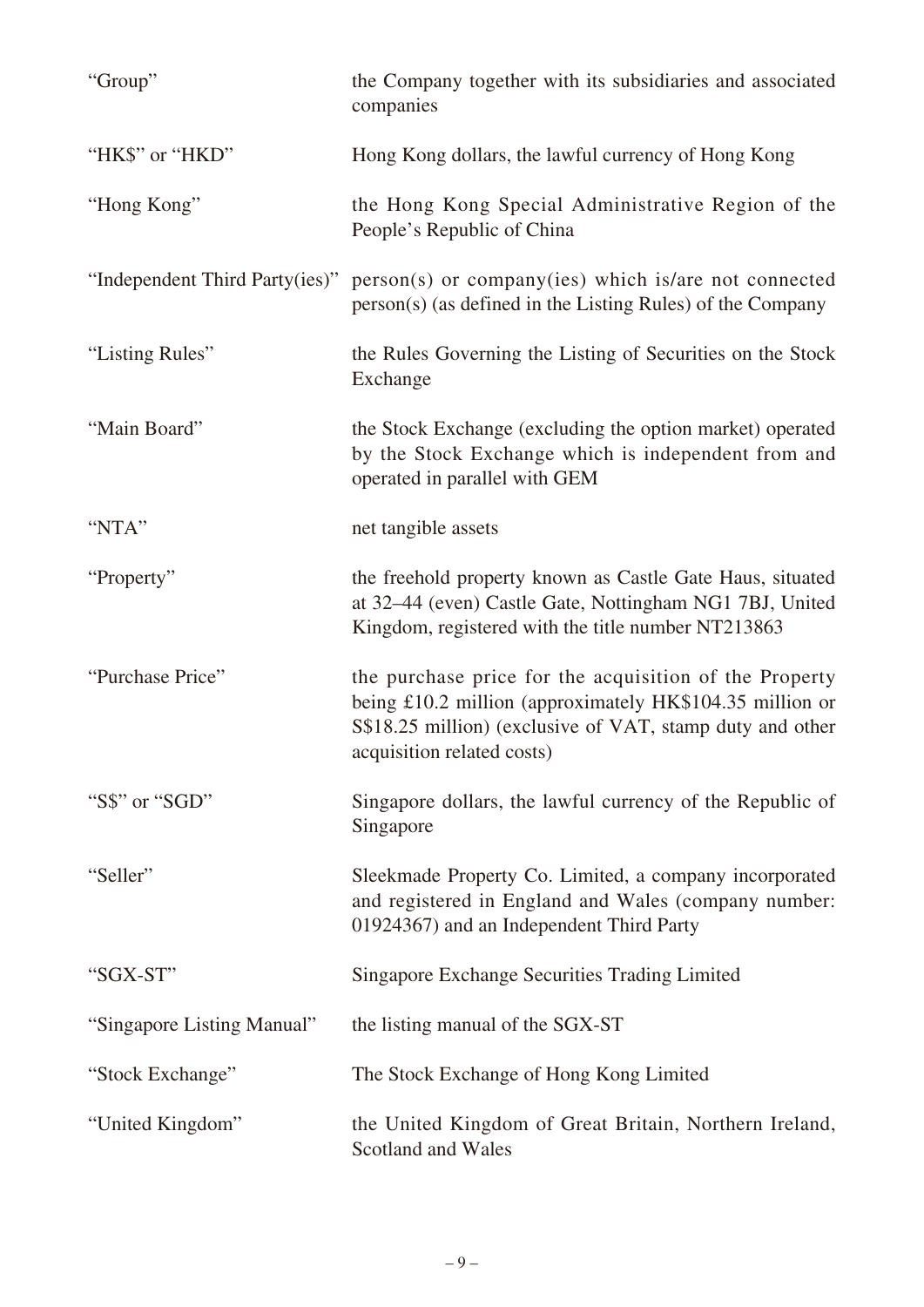| | |
|---|---|
| "Group" | the Company together with its subsidiaries and associated companies |
| "HK$" or "HKD" | Hong Kong dollars, the lawful currency of Hong Kong |
| "Hong Kong" | the Hong Kong Special Administrative Region of the People's Republic of China |
| "Independent Third Party(ies)" | person(s) or company(ies) which is/are not connected person(s) (as defined in the Listing Rules) of the Company |
| "Listing Rules" | the Rules Governing the Listing of Securities on the Stock Exchange |
| "Main Board" | the Stock Exchange (excluding the option market) operated by the Stock Exchange which is independent from and operated in parallel with GEM |
| "NTA" | net tangible assets |
| "Property" | the freehold property known as Castle Gate Haus, situated at 32–44 (even) Castle Gate, Nottingham NG1 7BJ, United Kingdom, registered with the title number NT213863 |
| "Purchase Price" | the purchase price for the acquisition of the Property being £10.2 million (approximately HK$104.35 million or S$18.25 million) (exclusive of VAT, stamp duty and other acquisition related costs) |
| "S$" or "SGD" | Singapore dollars, the lawful currency of the Republic of Singapore |
| "Seller" | Sleekmade Property Co. Limited, a company incorporated and registered in England and Wales (company number: 01924367) and an Independent Third Party |
| "SGX-ST" | Singapore Exchange Securities Trading Limited |
| "Singapore Listing Manual" | the listing manual of the SGX-ST |
| "Stock Exchange" | The Stock Exchange of Hong Kong Limited |
| "United Kingdom" | the United Kingdom of Great Britain, Northern Ireland, Scotland and Wales |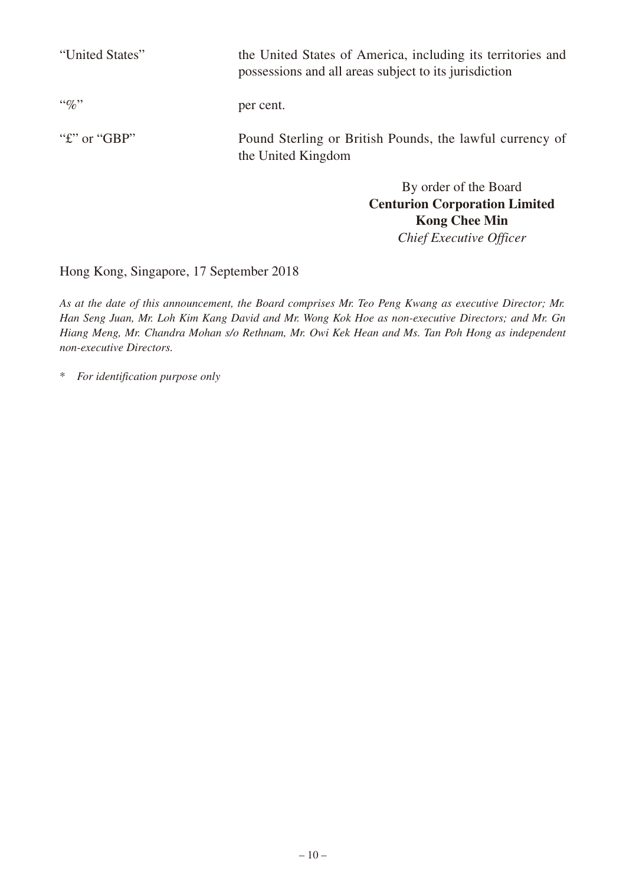| | |
|---|---|
| "United States" | the United States of America, including its territories and possessions and all areas subject to its jurisdiction |
| "%" | per cent. |
| "£" or "GBP" | Pound Sterling or British Pounds, the lawful currency of the United Kingdom |

By order of the Board
**Centurion Corporation Limited**
**Kong Chee Min**
*Chief Executive Officer*

Hong Kong, Singapore, 17 September 2018

*As at the date of this announcement, the Board comprises Mr. Teo Peng Kwang as executive Director; Mr. Han Seng Juan, Mr. Loh Kim Kang David and Mr. Wong Kok Hoe as non-executive Directors; and Mr. Gn Hiang Meng, Mr. Chandra Mohan s/o Rethnam, Mr. Owi Kek Hean and Ms. Tan Poh Hong as independent non-executive Directors.*

\* *For identification purpose only*